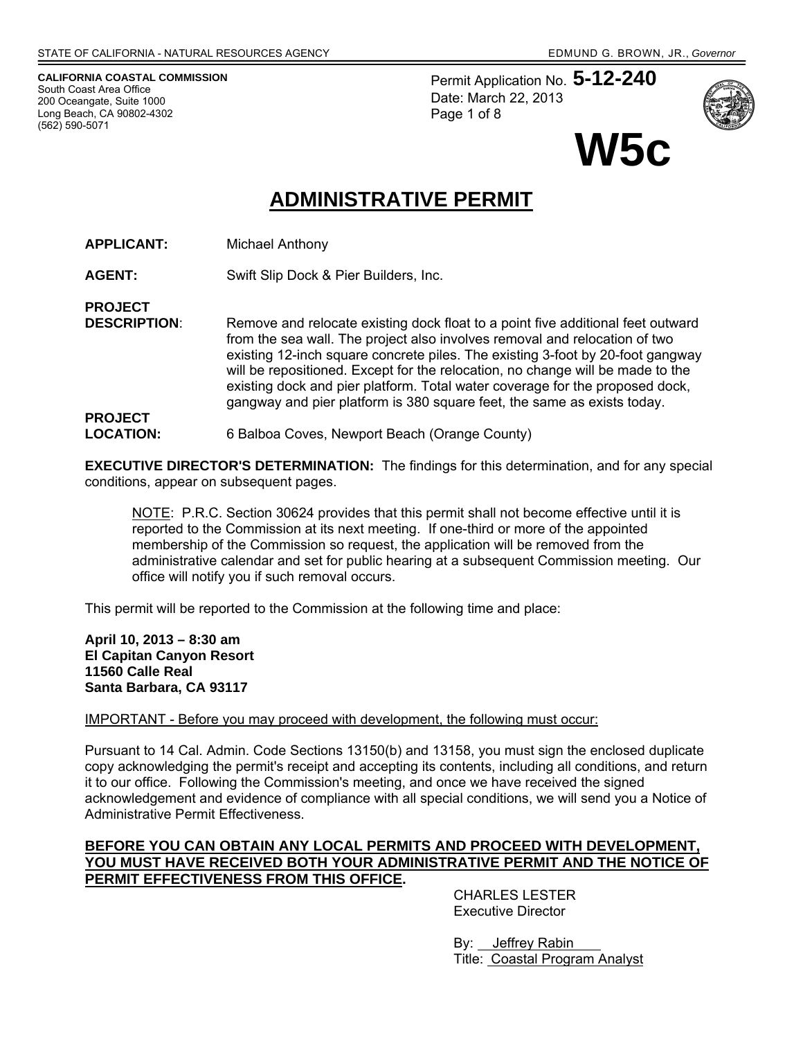STATE OF CALIFORNIA - NATURAL RESOURCES AGENCY — EDMUND G. BROWN, JR., *Governor*

**CALIFORNIA COASTAL COMMISSION**
South Coast Area Office
200 Oceangate, Suite 1000
Long Beach, CA 90802-4302
(562) 590-5071

Permit Application No. **5-12-240**
Date: March 22, 2013

# W5c

## ADMINISTRATIVE PERMIT

**APPLICANT:** Michael Anthony

**AGENT:** Swift Slip Dock & Pier Builders, Inc.

**PROJECT DESCRIPTION:** Remove and relocate existing dock float to a point five additional feet outward from the sea wall. The project also involves removal and relocation of two existing 12-inch square concrete piles. The existing 3-foot by 20-foot gangway will be repositioned. Except for the relocation, no change will be made to the existing dock and pier platform. Total water coverage for the proposed dock, gangway and pier platform is 380 square feet, the same as exists today.

**PROJECT LOCATION:** 6 Balboa Coves, Newport Beach (Orange County)

**EXECUTIVE DIRECTOR'S DETERMINATION:** The findings for this determination, and for any special conditions, appear on subsequent pages.

> NOTE: P.R.C. Section 30624 provides that this permit shall not become effective until it is reported to the Commission at its next meeting. If one-third or more of the appointed membership of the Commission so request, the application will be removed from the administrative calendar and set for public hearing at a subsequent Commission meeting. Our office will notify you if such removal occurs.

This permit will be reported to the Commission at the following time and place:

**April 10, 2013 – 8:30 am**
**El Capitan Canyon Resort**
**11560 Calle Real**
**Santa Barbara, CA 93117**

IMPORTANT - Before you may proceed with development, the following must occur:

Pursuant to 14 Cal. Admin. Code Sections 13150(b) and 13158, you must sign the enclosed duplicate copy acknowledging the permit's receipt and accepting its contents, including all conditions, and return it to our office. Following the Commission's meeting, and once we have received the signed acknowledgement and evidence of compliance with all special conditions, we will send you a Notice of Administrative Permit Effectiveness.

**BEFORE YOU CAN OBTAIN ANY LOCAL PERMITS AND PROCEED WITH DEVELOPMENT, YOU MUST HAVE RECEIVED BOTH YOUR ADMINISTRATIVE PERMIT AND THE NOTICE OF PERMIT EFFECTIVENESS FROM THIS OFFICE.**

CHARLES LESTER
Executive Director

By: Jeffrey Rabin
Title: Coastal Program Analyst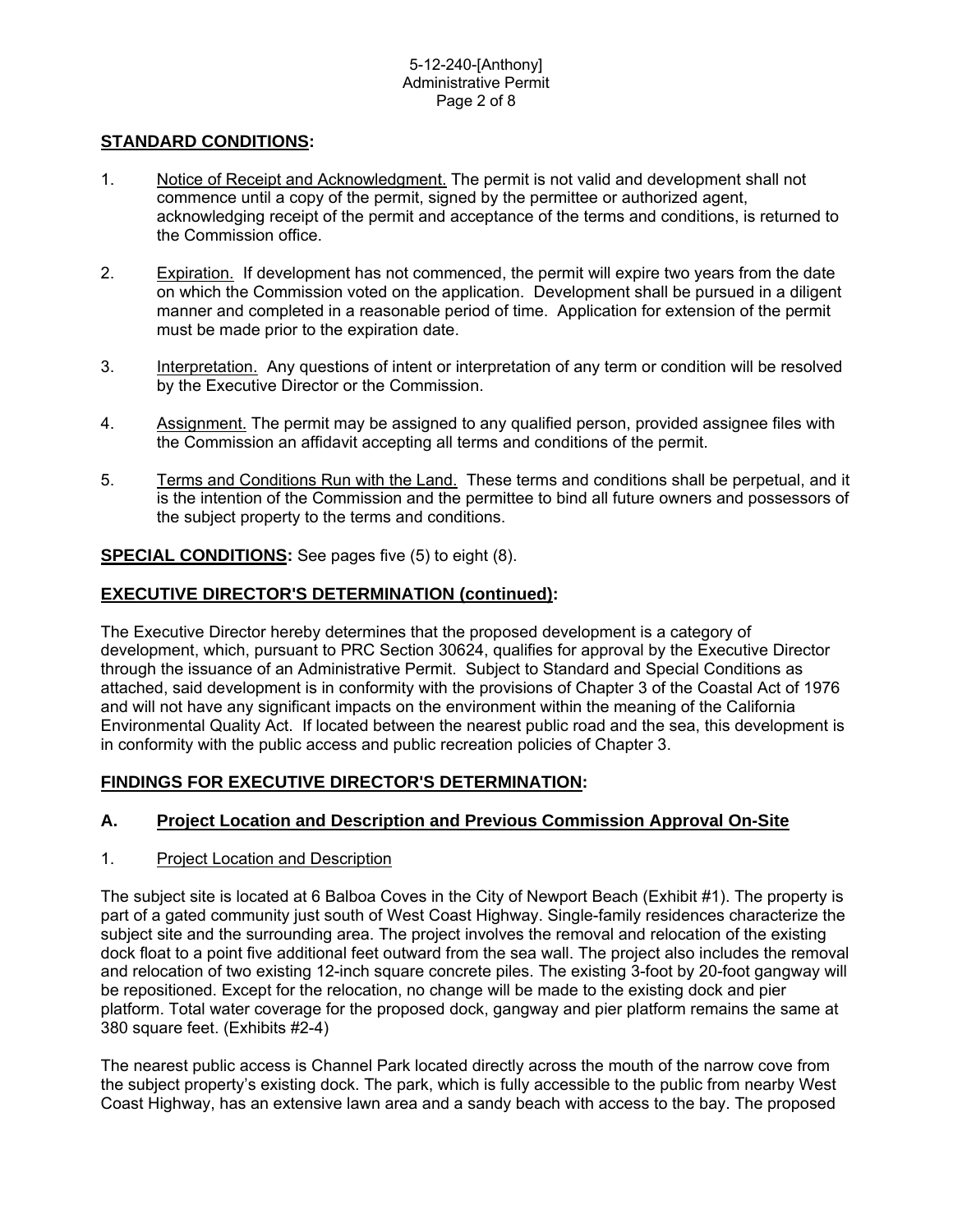## STANDARD CONDITIONS:

1. Notice of Receipt and Acknowledgment. The permit is not valid and development shall not commence until a copy of the permit, signed by the permittee or authorized agent, acknowledging receipt of the permit and acceptance of the terms and conditions, is returned to the Commission office.

2. Expiration. If development has not commenced, the permit will expire two years from the date on which the Commission voted on the application. Development shall be pursued in a diligent manner and completed in a reasonable period of time. Application for extension of the permit must be made prior to the expiration date.

3. Interpretation. Any questions of intent or interpretation of any term or condition will be resolved by the Executive Director or the Commission.

4. Assignment. The permit may be assigned to any qualified person, provided assignee files with the Commission an affidavit accepting all terms and conditions of the permit.

5. Terms and Conditions Run with the Land. These terms and conditions shall be perpetual, and it is the intention of the Commission and the permittee to bind all future owners and possessors of the subject property to the terms and conditions.

**SPECIAL CONDITIONS:** See pages five (5) to eight (8).

## EXECUTIVE DIRECTOR'S DETERMINATION (continued):

The Executive Director hereby determines that the proposed development is a category of development, which, pursuant to PRC Section 30624, qualifies for approval by the Executive Director through the issuance of an Administrative Permit. Subject to Standard and Special Conditions as attached, said development is in conformity with the provisions of Chapter 3 of the Coastal Act of 1976 and will not have any significant impacts on the environment within the meaning of the California Environmental Quality Act. If located between the nearest public road and the sea, this development is in conformity with the public access and public recreation policies of Chapter 3.

## FINDINGS FOR EXECUTIVE DIRECTOR'S DETERMINATION:

### A. Project Location and Description and Previous Commission Approval On-Site

1. Project Location and Description

The subject site is located at 6 Balboa Coves in the City of Newport Beach (Exhibit #1). The property is part of a gated community just south of West Coast Highway. Single-family residences characterize the subject site and the surrounding area. The project involves the removal and relocation of the existing dock float to a point five additional feet outward from the sea wall. The project also includes the removal and relocation of two existing 12-inch square concrete piles. The existing 3-foot by 20-foot gangway will be repositioned. Except for the relocation, no change will be made to the existing dock and pier platform. Total water coverage for the proposed dock, gangway and pier platform remains the same at 380 square feet. (Exhibits #2-4)

The nearest public access is Channel Park located directly across the mouth of the narrow cove from the subject property's existing dock. The park, which is fully accessible to the public from nearby West Coast Highway, has an extensive lawn area and a sandy beach with access to the bay. The proposed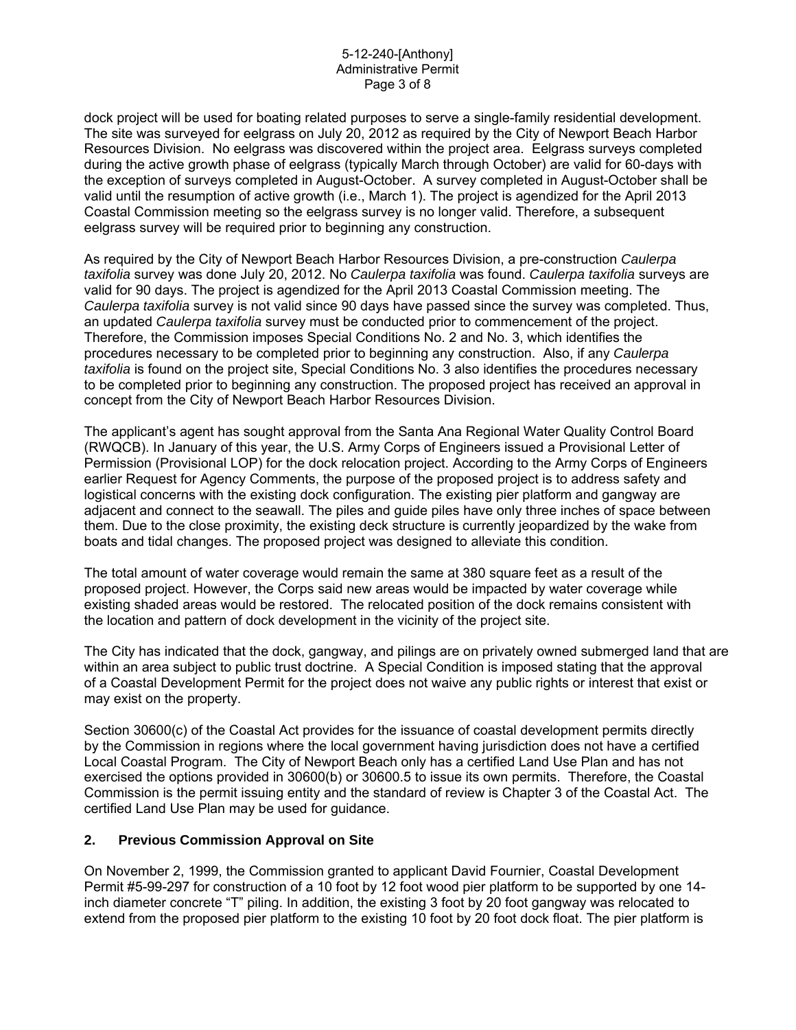dock project will be used for boating related purposes to serve a single-family residential development. The site was surveyed for eelgrass on July 20, 2012 as required by the City of Newport Beach Harbor Resources Division. No eelgrass was discovered within the project area. Eelgrass surveys completed during the active growth phase of eelgrass (typically March through October) are valid for 60-days with the exception of surveys completed in August-October. A survey completed in August-October shall be valid until the resumption of active growth (i.e., March 1). The project is agendized for the April 2013 Coastal Commission meeting so the eelgrass survey is no longer valid. Therefore, a subsequent eelgrass survey will be required prior to beginning any construction.

As required by the City of Newport Beach Harbor Resources Division, a pre-construction *Caulerpa taxifolia* survey was done July 20, 2012. No *Caulerpa taxifolia* was found. *Caulerpa taxifolia* surveys are valid for 90 days. The project is agendized for the April 2013 Coastal Commission meeting. The *Caulerpa taxifolia* survey is not valid since 90 days have passed since the survey was completed. Thus, an updated *Caulerpa taxifolia* survey must be conducted prior to commencement of the project. Therefore, the Commission imposes Special Conditions No. 2 and No. 3, which identifies the procedures necessary to be completed prior to beginning any construction. Also, if any *Caulerpa taxifolia* is found on the project site, Special Conditions No. 3 also identifies the procedures necessary to be completed prior to beginning any construction. The proposed project has received an approval in concept from the City of Newport Beach Harbor Resources Division.

The applicant's agent has sought approval from the Santa Ana Regional Water Quality Control Board (RWQCB). In January of this year, the U.S. Army Corps of Engineers issued a Provisional Letter of Permission (Provisional LOP) for the dock relocation project. According to the Army Corps of Engineers earlier Request for Agency Comments, the purpose of the proposed project is to address safety and logistical concerns with the existing dock configuration. The existing pier platform and gangway are adjacent and connect to the seawall. The piles and guide piles have only three inches of space between them. Due to the close proximity, the existing deck structure is currently jeopardized by the wake from boats and tidal changes. The proposed project was designed to alleviate this condition.

The total amount of water coverage would remain the same at 380 square feet as a result of the proposed project. However, the Corps said new areas would be impacted by water coverage while existing shaded areas would be restored. The relocated position of the dock remains consistent with the location and pattern of dock development in the vicinity of the project site.

The City has indicated that the dock, gangway, and pilings are on privately owned submerged land that are within an area subject to public trust doctrine. A Special Condition is imposed stating that the approval of a Coastal Development Permit for the project does not waive any public rights or interest that exist or may exist on the property.

Section 30600(c) of the Coastal Act provides for the issuance of coastal development permits directly by the Commission in regions where the local government having jurisdiction does not have a certified Local Coastal Program. The City of Newport Beach only has a certified Land Use Plan and has not exercised the options provided in 30600(b) or 30600.5 to issue its own permits. Therefore, the Coastal Commission is the permit issuing entity and the standard of review is Chapter 3 of the Coastal Act. The certified Land Use Plan may be used for guidance.

## 2. Previous Commission Approval on Site

On November 2, 1999, the Commission granted to applicant David Fournier, Coastal Development Permit #5-99-297 for construction of a 10 foot by 12 foot wood pier platform to be supported by one 14-inch diameter concrete "T" piling. In addition, the existing 3 foot by 20 foot gangway was relocated to extend from the proposed pier platform to the existing 10 foot by 20 foot dock float. The pier platform is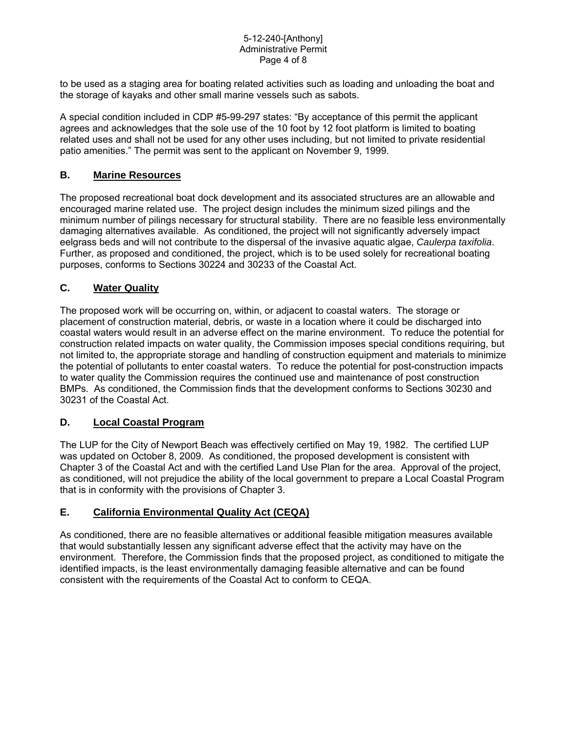to be used as a staging area for boating related activities such as loading and unloading the boat and the storage of kayaks and other small marine vessels such as sabots.

A special condition included in CDP #5-99-297 states: "By acceptance of this permit the applicant agrees and acknowledges that the sole use of the 10 foot by 12 foot platform is limited to boating related uses and shall not be used for any other uses including, but not limited to private residential patio amenities." The permit was sent to the applicant on November 9, 1999.

## B. Marine Resources

The proposed recreational boat dock development and its associated structures are an allowable and encouraged marine related use. The project design includes the minimum sized pilings and the minimum number of pilings necessary for structural stability. There are no feasible less environmentally damaging alternatives available. As conditioned, the project will not significantly adversely impact eelgrass beds and will not contribute to the dispersal of the invasive aquatic algae, *Caulerpa taxifolia*. Further, as proposed and conditioned, the project, which is to be used solely for recreational boating purposes, conforms to Sections 30224 and 30233 of the Coastal Act.

## C. Water Quality

The proposed work will be occurring on, within, or adjacent to coastal waters. The storage or placement of construction material, debris, or waste in a location where it could be discharged into coastal waters would result in an adverse effect on the marine environment. To reduce the potential for construction related impacts on water quality, the Commission imposes special conditions requiring, but not limited to, the appropriate storage and handling of construction equipment and materials to minimize the potential of pollutants to enter coastal waters. To reduce the potential for post-construction impacts to water quality the Commission requires the continued use and maintenance of post construction BMPs. As conditioned, the Commission finds that the development conforms to Sections 30230 and 30231 of the Coastal Act.

## D. Local Coastal Program

The LUP for the City of Newport Beach was effectively certified on May 19, 1982. The certified LUP was updated on October 8, 2009. As conditioned, the proposed development is consistent with Chapter 3 of the Coastal Act and with the certified Land Use Plan for the area. Approval of the project, as conditioned, will not prejudice the ability of the local government to prepare a Local Coastal Program that is in conformity with the provisions of Chapter 3.

## E. California Environmental Quality Act (CEQA)

As conditioned, there are no feasible alternatives or additional feasible mitigation measures available that would substantially lessen any significant adverse effect that the activity may have on the environment. Therefore, the Commission finds that the proposed project, as conditioned to mitigate the identified impacts, is the least environmentally damaging feasible alternative and can be found consistent with the requirements of the Coastal Act to conform to CEQA.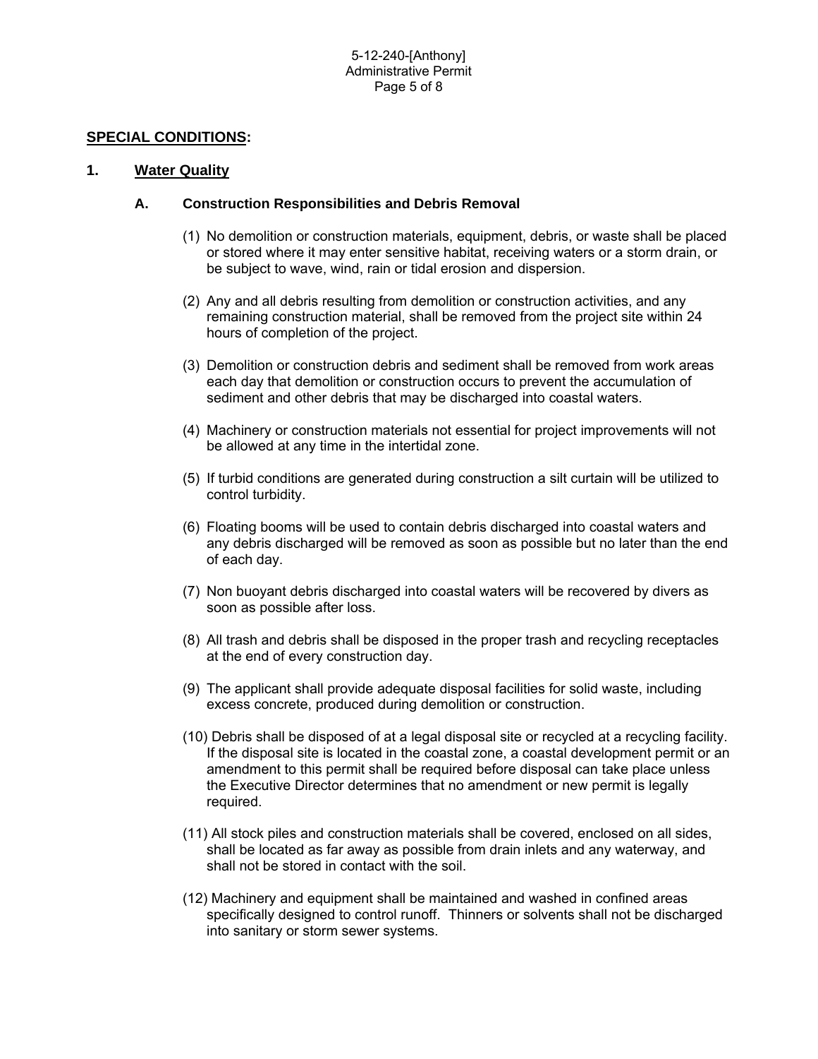## **SPECIAL CONDITIONS:**

### 1. Water Quality

#### A. Construction Responsibilities and Debris Removal

(1) No demolition or construction materials, equipment, debris, or waste shall be placed or stored where it may enter sensitive habitat, receiving waters or a storm drain, or be subject to wave, wind, rain or tidal erosion and dispersion.

(2) Any and all debris resulting from demolition or construction activities, and any remaining construction material, shall be removed from the project site within 24 hours of completion of the project.

(3) Demolition or construction debris and sediment shall be removed from work areas each day that demolition or construction occurs to prevent the accumulation of sediment and other debris that may be discharged into coastal waters.

(4) Machinery or construction materials not essential for project improvements will not be allowed at any time in the intertidal zone.

(5) If turbid conditions are generated during construction a silt curtain will be utilized to control turbidity.

(6) Floating booms will be used to contain debris discharged into coastal waters and any debris discharged will be removed as soon as possible but no later than the end of each day.

(7) Non buoyant debris discharged into coastal waters will be recovered by divers as soon as possible after loss.

(8) All trash and debris shall be disposed in the proper trash and recycling receptacles at the end of every construction day.

(9) The applicant shall provide adequate disposal facilities for solid waste, including excess concrete, produced during demolition or construction.

(10) Debris shall be disposed of at a legal disposal site or recycled at a recycling facility. If the disposal site is located in the coastal zone, a coastal development permit or an amendment to this permit shall be required before disposal can take place unless the Executive Director determines that no amendment or new permit is legally required.

(11) All stock piles and construction materials shall be covered, enclosed on all sides, shall be located as far away as possible from drain inlets and any waterway, and shall not be stored in contact with the soil.

(12) Machinery and equipment shall be maintained and washed in confined areas specifically designed to control runoff. Thinners or solvents shall not be discharged into sanitary or storm sewer systems.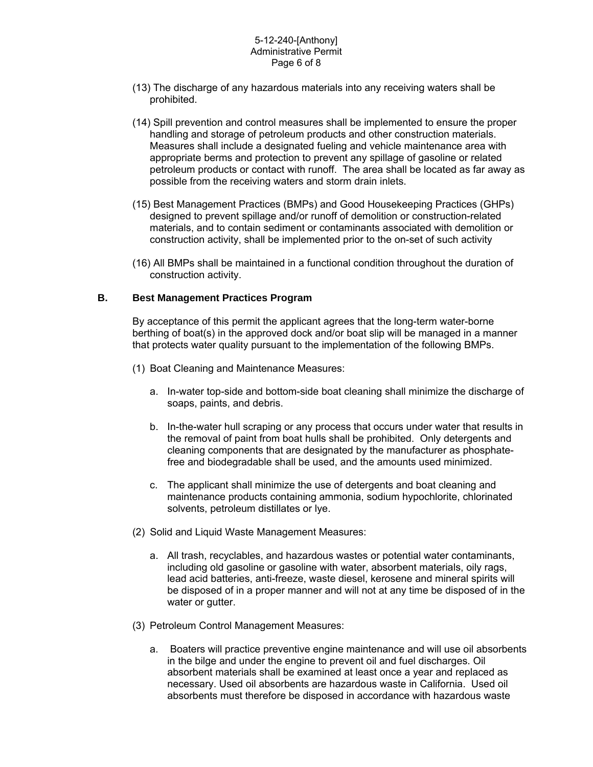(13) The discharge of any hazardous materials into any receiving waters shall be prohibited.

(14) Spill prevention and control measures shall be implemented to ensure the proper handling and storage of petroleum products and other construction materials. Measures shall include a designated fueling and vehicle maintenance area with appropriate berms and protection to prevent any spillage of gasoline or related petroleum products or contact with runoff. The area shall be located as far away as possible from the receiving waters and storm drain inlets.

(15) Best Management Practices (BMPs) and Good Housekeeping Practices (GHPs) designed to prevent spillage and/or runoff of demolition or construction-related materials, and to contain sediment or contaminants associated with demolition or construction activity, shall be implemented prior to the on-set of such activity

(16) All BMPs shall be maintained in a functional condition throughout the duration of construction activity.

**B. Best Management Practices Program**

By acceptance of this permit the applicant agrees that the long-term water-borne berthing of boat(s) in the approved dock and/or boat slip will be managed in a manner that protects water quality pursuant to the implementation of the following BMPs.

(1) Boat Cleaning and Maintenance Measures:

a. In-water top-side and bottom-side boat cleaning shall minimize the discharge of soaps, paints, and debris.

b. In-the-water hull scraping or any process that occurs under water that results in the removal of paint from boat hulls shall be prohibited. Only detergents and cleaning components that are designated by the manufacturer as phosphate-free and biodegradable shall be used, and the amounts used minimized.

c. The applicant shall minimize the use of detergents and boat cleaning and maintenance products containing ammonia, sodium hypochlorite, chlorinated solvents, petroleum distillates or lye.

(2) Solid and Liquid Waste Management Measures:

a. All trash, recyclables, and hazardous wastes or potential water contaminants, including old gasoline or gasoline with water, absorbent materials, oily rags, lead acid batteries, anti-freeze, waste diesel, kerosene and mineral spirits will be disposed of in a proper manner and will not at any time be disposed of in the water or gutter.

(3) Petroleum Control Management Measures:

a. Boaters will practice preventive engine maintenance and will use oil absorbents in the bilge and under the engine to prevent oil and fuel discharges. Oil absorbent materials shall be examined at least once a year and replaced as necessary. Used oil absorbents are hazardous waste in California. Used oil absorbents must therefore be disposed in accordance with hazardous waste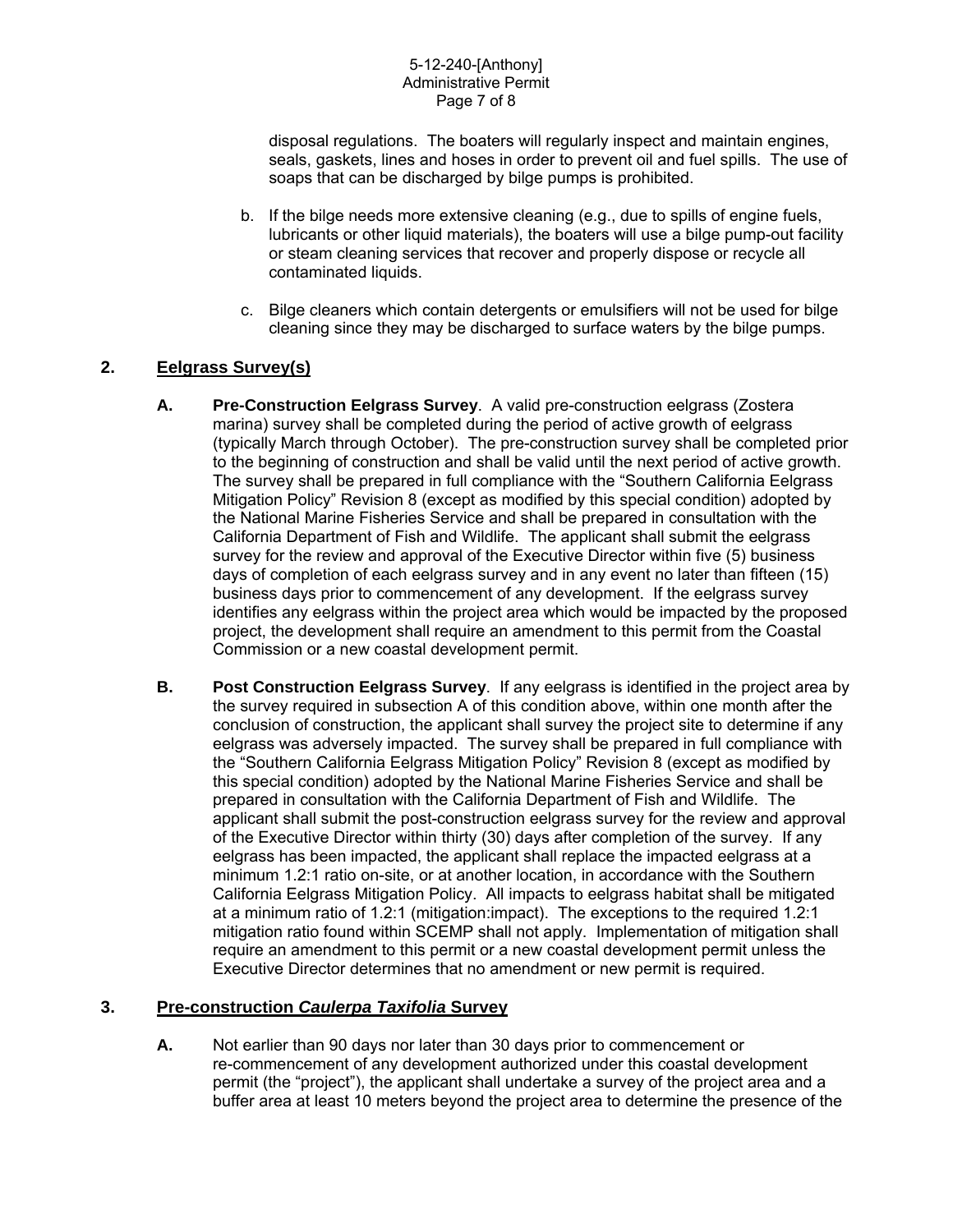disposal regulations. The boaters will regularly inspect and maintain engines, seals, gaskets, lines and hoses in order to prevent oil and fuel spills. The use of soaps that can be discharged by bilge pumps is prohibited.

b. If the bilge needs more extensive cleaning (e.g., due to spills of engine fuels, lubricants or other liquid materials), the boaters will use a bilge pump-out facility or steam cleaning services that recover and properly dispose or recycle all contaminated liquids.

c. Bilge cleaners which contain detergents or emulsifiers will not be used for bilge cleaning since they may be discharged to surface waters by the bilge pumps.

## 2. Eelgrass Survey(s)

**A. Pre-Construction Eelgrass Survey**. A valid pre-construction eelgrass (Zostera marina) survey shall be completed during the period of active growth of eelgrass (typically March through October). The pre-construction survey shall be completed prior to the beginning of construction and shall be valid until the next period of active growth. The survey shall be prepared in full compliance with the "Southern California Eelgrass Mitigation Policy" Revision 8 (except as modified by this special condition) adopted by the National Marine Fisheries Service and shall be prepared in consultation with the California Department of Fish and Wildlife. The applicant shall submit the eelgrass survey for the review and approval of the Executive Director within five (5) business days of completion of each eelgrass survey and in any event no later than fifteen (15) business days prior to commencement of any development. If the eelgrass survey identifies any eelgrass within the project area which would be impacted by the proposed project, the development shall require an amendment to this permit from the Coastal Commission or a new coastal development permit.

**B. Post Construction Eelgrass Survey**. If any eelgrass is identified in the project area by the survey required in subsection A of this condition above, within one month after the conclusion of construction, the applicant shall survey the project site to determine if any eelgrass was adversely impacted. The survey shall be prepared in full compliance with the "Southern California Eelgrass Mitigation Policy" Revision 8 (except as modified by this special condition) adopted by the National Marine Fisheries Service and shall be prepared in consultation with the California Department of Fish and Wildlife. The applicant shall submit the post-construction eelgrass survey for the review and approval of the Executive Director within thirty (30) days after completion of the survey. If any eelgrass has been impacted, the applicant shall replace the impacted eelgrass at a minimum 1.2:1 ratio on-site, or at another location, in accordance with the Southern California Eelgrass Mitigation Policy. All impacts to eelgrass habitat shall be mitigated at a minimum ratio of 1.2:1 (mitigation:impact). The exceptions to the required 1.2:1 mitigation ratio found within SCEMP shall not apply. Implementation of mitigation shall require an amendment to this permit or a new coastal development permit unless the Executive Director determines that no amendment or new permit is required.

## 3. Pre-construction *Caulerpa Taxifolia* Survey

**A.** Not earlier than 90 days nor later than 30 days prior to commencement or re-commencement of any development authorized under this coastal development permit (the "project"), the applicant shall undertake a survey of the project area and a buffer area at least 10 meters beyond the project area to determine the presence of the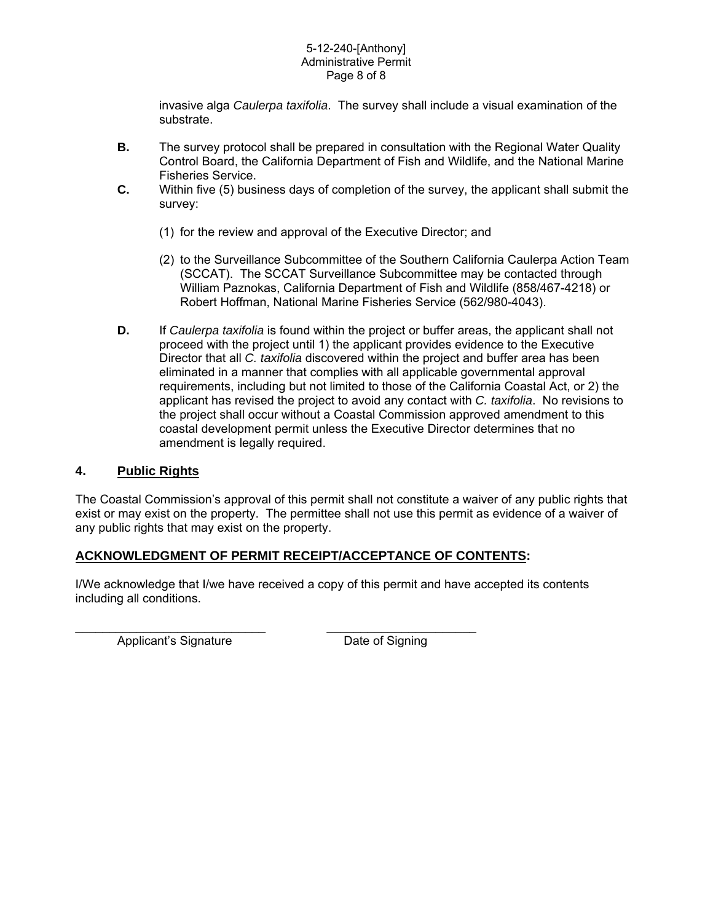invasive alga *Caulerpa taxifolia*. The survey shall include a visual examination of the substrate.

**B.** The survey protocol shall be prepared in consultation with the Regional Water Quality Control Board, the California Department of Fish and Wildlife, and the National Marine Fisheries Service.

**C.** Within five (5) business days of completion of the survey, the applicant shall submit the survey:

(1) for the review and approval of the Executive Director; and

(2) to the Surveillance Subcommittee of the Southern California Caulerpa Action Team (SCCAT). The SCCAT Surveillance Subcommittee may be contacted through William Paznokas, California Department of Fish and Wildlife (858/467-4218) or Robert Hoffman, National Marine Fisheries Service (562/980-4043).

**D.** If *Caulerpa taxifolia* is found within the project or buffer areas, the applicant shall not proceed with the project until 1) the applicant provides evidence to the Executive Director that all *C. taxifolia* discovered within the project and buffer area has been eliminated in a manner that complies with all applicable governmental approval requirements, including but not limited to those of the California Coastal Act, or 2) the applicant has revised the project to avoid any contact with *C. taxifolia*. No revisions to the project shall occur without a Coastal Commission approved amendment to this coastal development permit unless the Executive Director determines that no amendment is legally required.

## 4. Public Rights

The Coastal Commission's approval of this permit shall not constitute a waiver of any public rights that exist or may exist on the property. The permittee shall not use this permit as evidence of a waiver of any public rights that may exist on the property.

## ACKNOWLEDGMENT OF PERMIT RECEIPT/ACCEPTANCE OF CONTENTS:

I/We acknowledge that I/we have received a copy of this permit and have accepted its contents including all conditions.

\_\_\_\_\_\_\_\_\_\_\_\_\_\_\_\_\_\_\_\_\_\_\_\_\_\_\_\_ \_\_\_\_\_\_\_\_\_\_\_\_\_\_\_\_\_\_\_\_\_\_

Applicant's Signature Date of Signing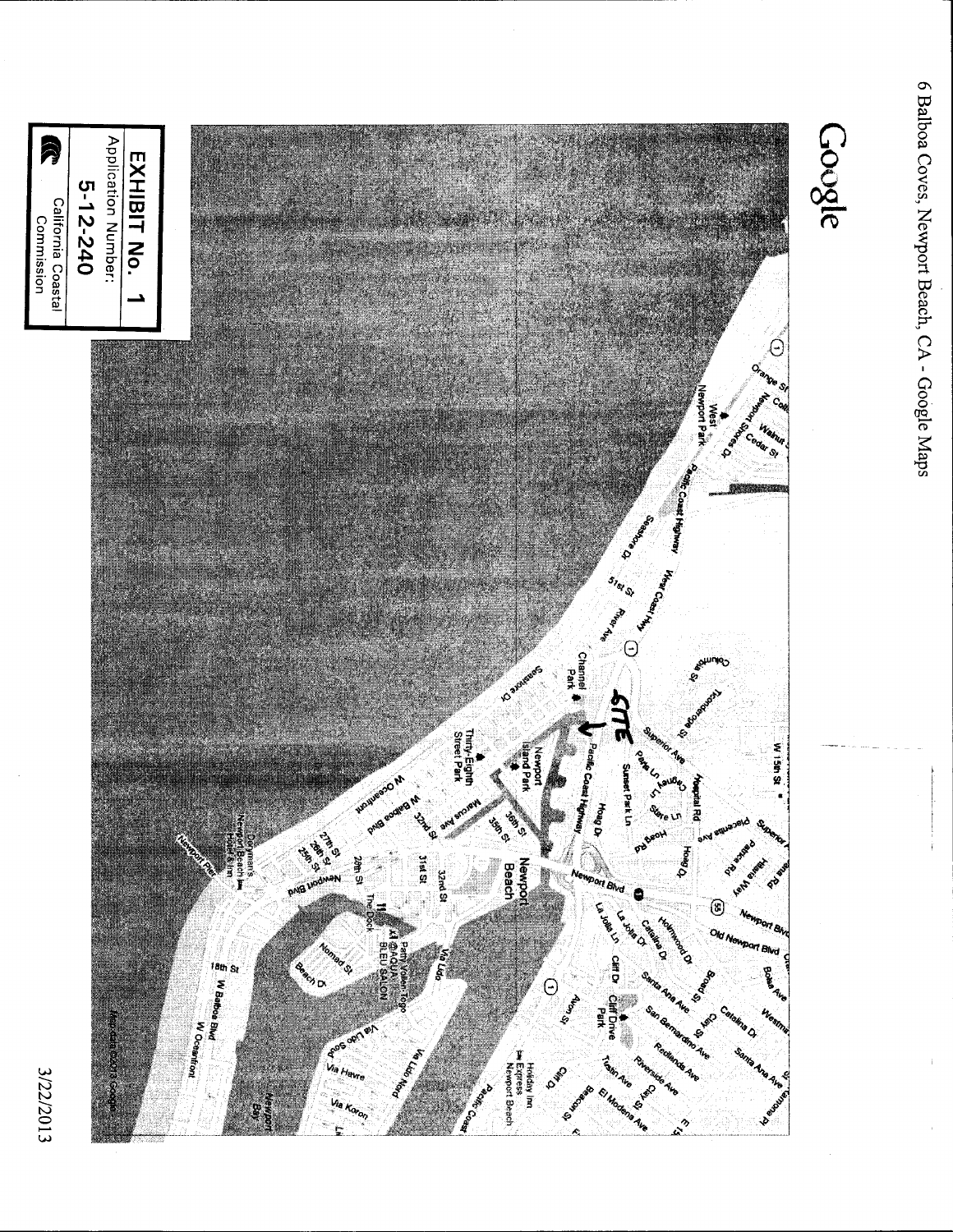6 Balboa Coves, Newport Beach, CA - Google Maps

3/22/2013

Google

SITE

**EXHIBIT No. 1**

Application Number:

**5-12-240**

California Coastal Commission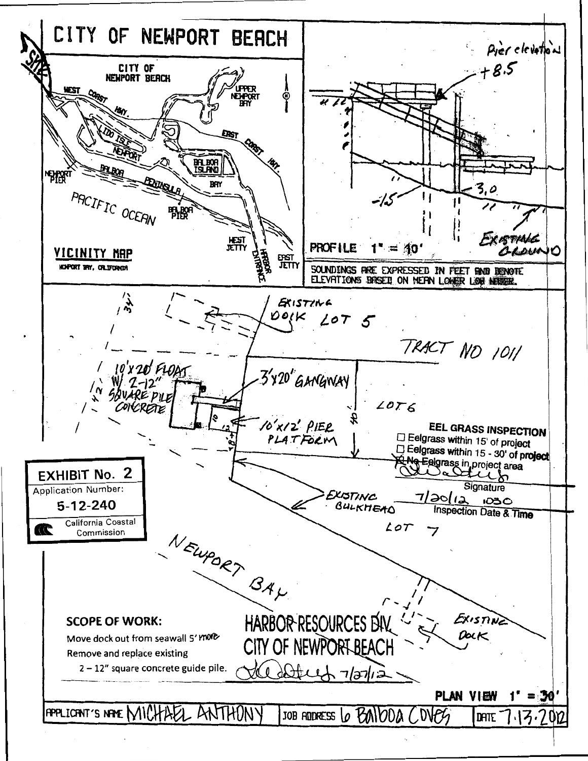# CITY OF NEWPORT BEACH

**VICINITY MAP**

NEWPORT BAY, CALIFORNIA

CITY OF NEWPORT BEACH

WEST COAST HWY.

UPPER NEWPORT BAY

LIDO ISLE

NEWPORT

EAST COAST HWY.

BALBOA ISLAND

BAY

NEWPORT PIER

BALBOA PENINSULA

PACIFIC OCEAN

BALBOA PIER

WEST JETTY

HARBOR ENTRANCE

EAST JETTY

SITE

Pier elevation +8.5

+12

-15

-3.0

EXISTING GROUND

PROFILE 1" = 10'

SOUNDINGS ARE EXPRESSED IN FEET AND DENOTE ELEVATIONS BASED ON MEAN LOWER LOW WATER.

EXISTING DOCK LOT 5

TRACT NO 1011

10'x20' FLOAT W/ 2-12" SQUARE PILE CONCRETE

3'x20' GANGWAY

10'x12' PIER PLATFORM

LOT 6

40'

34'

42'

EXISTING BULKHEAD

LOT 7

NEWPORT BAY

EXISTING DOCK

**EEL GRASS INSPECTION**

☐ Eelgrass within 15' of project

☐ Eelgrass within 15 - 30' of project

☒ No Eelgrass in project area

Signature

7/20/12 1030

Inspection Date & Time

**EXHIBIT No. 2**

Application Number:

**5-12-240**

California Coastal Commission

**SCOPE OF WORK:**

Move dock out from seawall 5' more

Remove and replace existing 2 – 12" square concrete guide pile.

HARBOR RESOURCES DIV.

CITY OF NEWPORT BEACH

7/27/12

PLAN VIEW 1" = 30'

| APPLICANT'S NAME MICHAEL ANTHONY | JOB ADDRESS 6 Balboa Coves | DATE 7.13.2012 |
|---|---|---|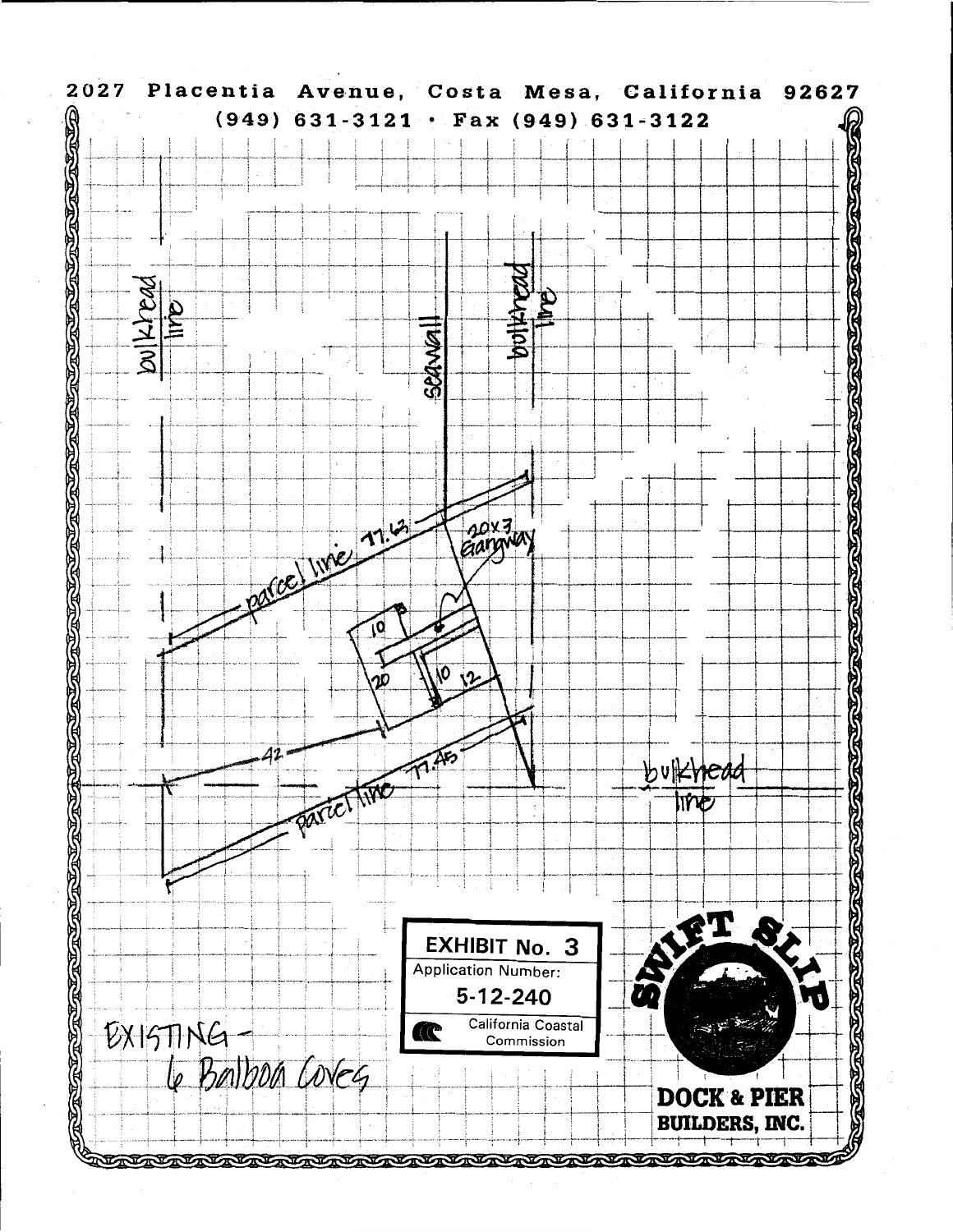2027 Placentia Avenue, Costa Mesa, California 92627

(949) 631-3121 • Fax (949) 631-3122

bulkhead line

seawall

bulkhead line

parcel line 77.63

20x3 Gangway

10

20

10

12

42

parcel line 77.45

bulkhead line

EXISTING - 6 Balboa Coves

**EXHIBIT No. 3**

Application Number:

**5-12-240**

California Coastal Commission

SWIFT SLIP

**DOCK & PIER BUILDERS, INC.**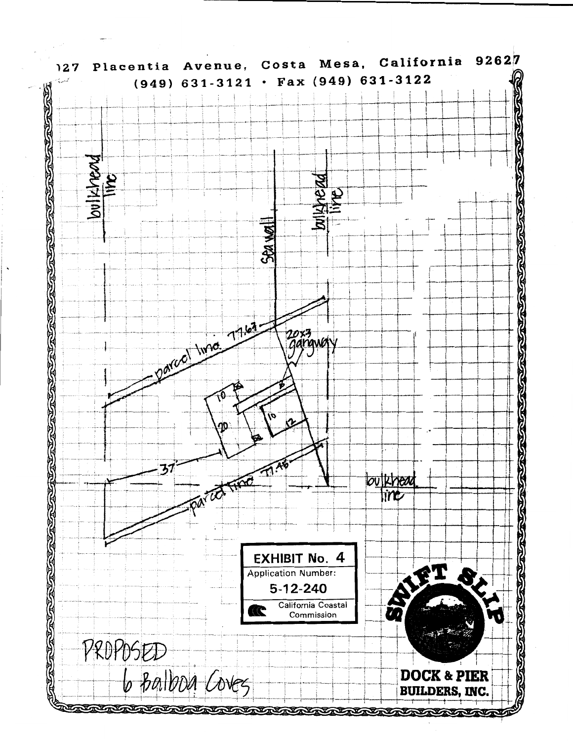127 Placentia Avenue, Costa Mesa, California 92627
(949) 631-3121 • Fax (949) 631-3122

bulkhead line

seawall

bulkhead line

parcel line 77.67

20x3 gangway

10

20

10

12

37'

parcel line 77.48

bulkhead line

**EXHIBIT No. 4**
Application Number:
**5-12-240**
California Coastal Commission

SWIFT SLIP

**DOCK & PIER BUILDERS, INC.**

PROPOSED
6 Balboa Coves